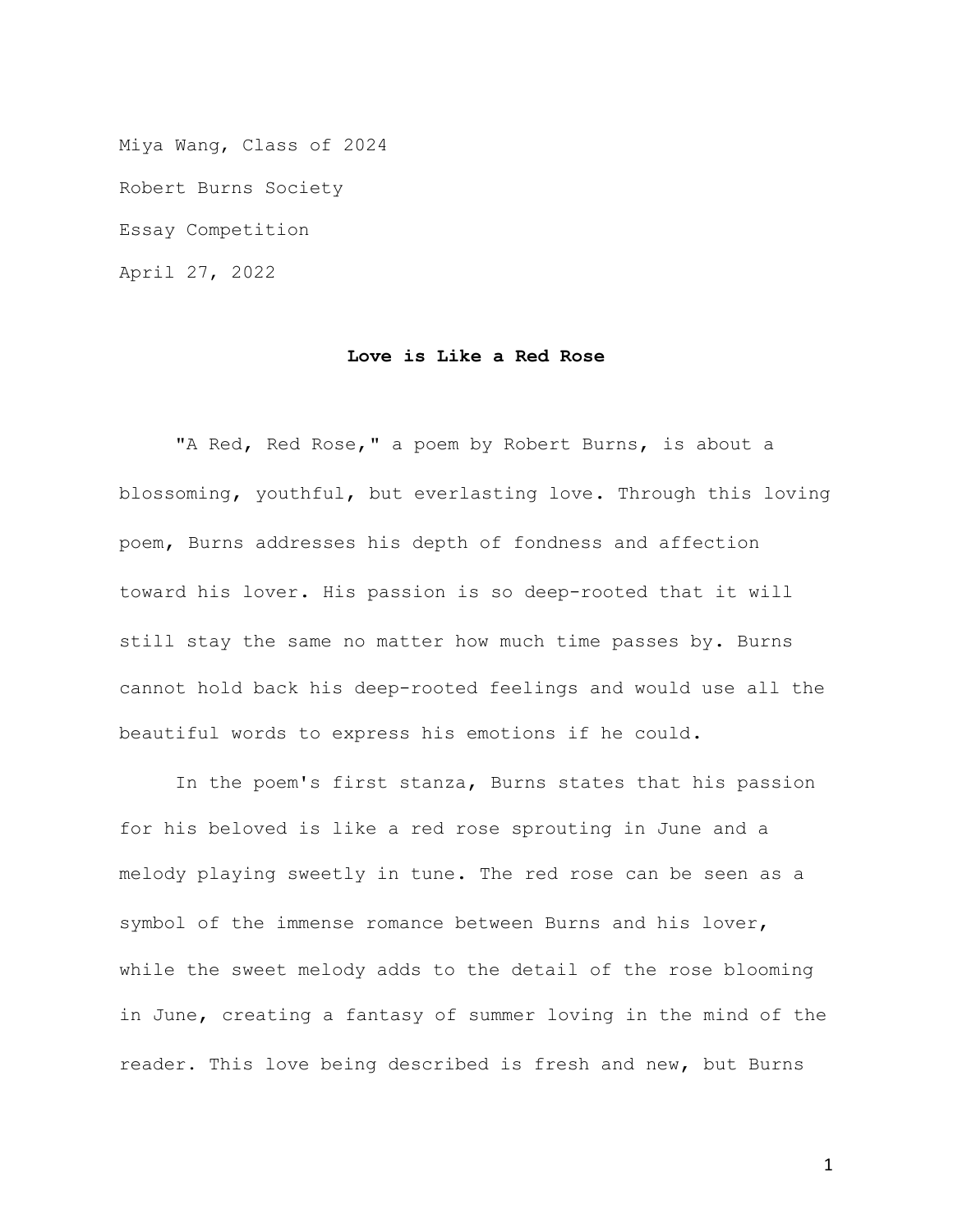Miya Wang, Class of 2024

Robert Burns Society

Essay Competition

April 27, 2022

**Love is Like a Red Rose**

"A Red, Red Rose," a poem by Robert Burns, is about a blossoming, youthful, but everlasting love. Through this loving poem, Burns addresses his depth of fondness and affection toward his lover. His passion is so deep-rooted that it will still stay the same no matter how much time passes by. Burns cannot hold back his deep-rooted feelings and would use all the beautiful words to express his emotions if he could.

In the poem's first stanza, Burns states that his passion for his beloved is like a red rose sprouting in June and a melody playing sweetly in tune. The red rose can be seen as a symbol of the immense romance between Burns and his lover, while the sweet melody adds to the detail of the rose blooming in June, creating a fantasy of summer loving in the mind of the reader. This love being described is fresh and new, but Burns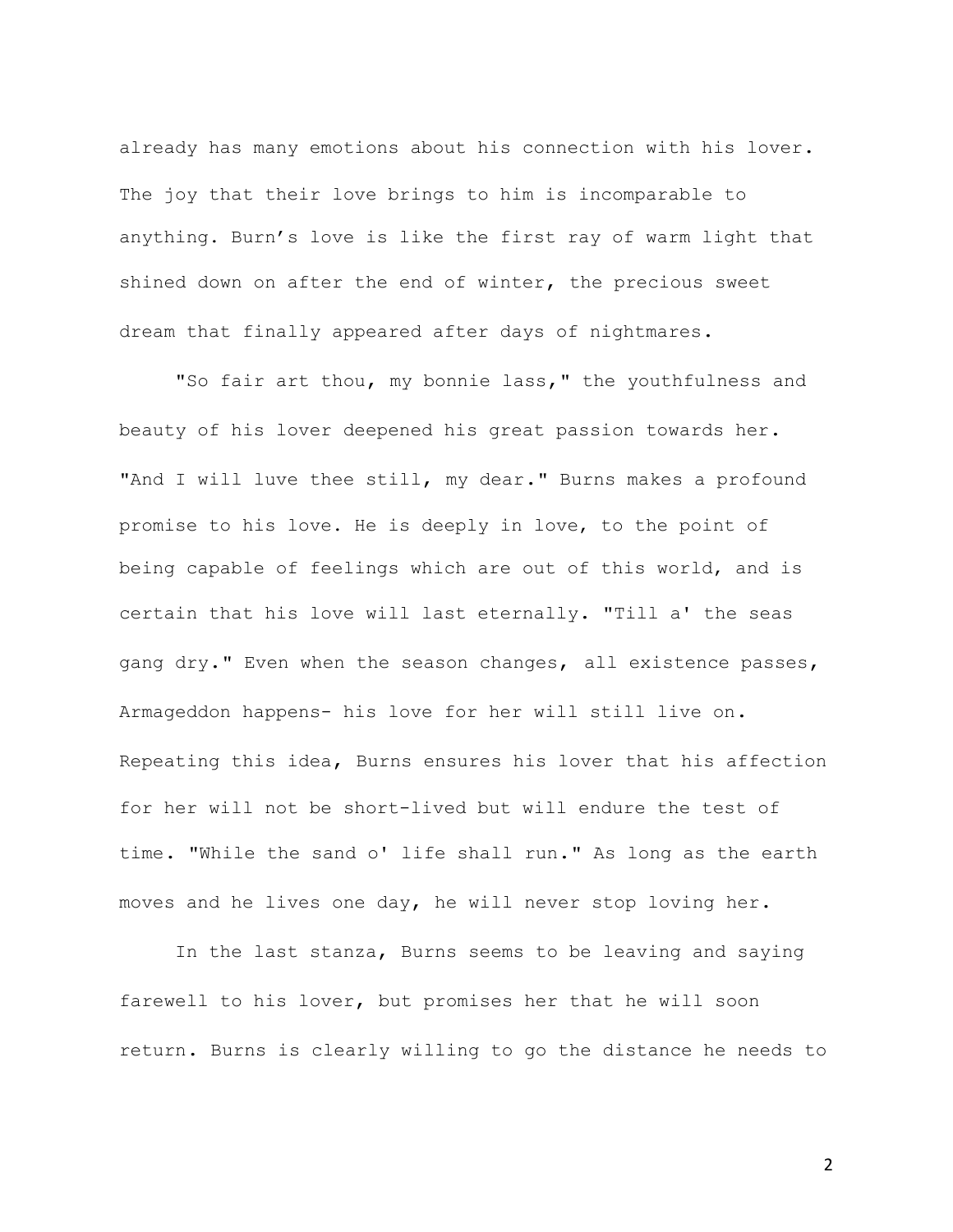already has many emotions about his connection with his lover. The joy that their love brings to him is incomparable to anything. Burn's love is like the first ray of warm light that shined down on after the end of winter, the precious sweet dream that finally appeared after days of nightmares.

"So fair art thou, my bonnie lass," the youthfulness and beauty of his lover deepened his great passion towards her. "And I will luve thee still, my dear." Burns makes a profound promise to his love. He is deeply in love, to the point of being capable of feelings which are out of this world, and is certain that his love will last eternally. "Till a' the seas gang dry." Even when the season changes, all existence passes, Armageddon happens- his love for her will still live on. Repeating this idea, Burns ensures his lover that his affection for her will not be short-lived but will endure the test of time. "While the sand o' life shall run." As long as the earth moves and he lives one day, he will never stop loving her.

In the last stanza, Burns seems to be leaving and saying farewell to his lover, but promises her that he will soon return. Burns is clearly willing to go the distance he needs to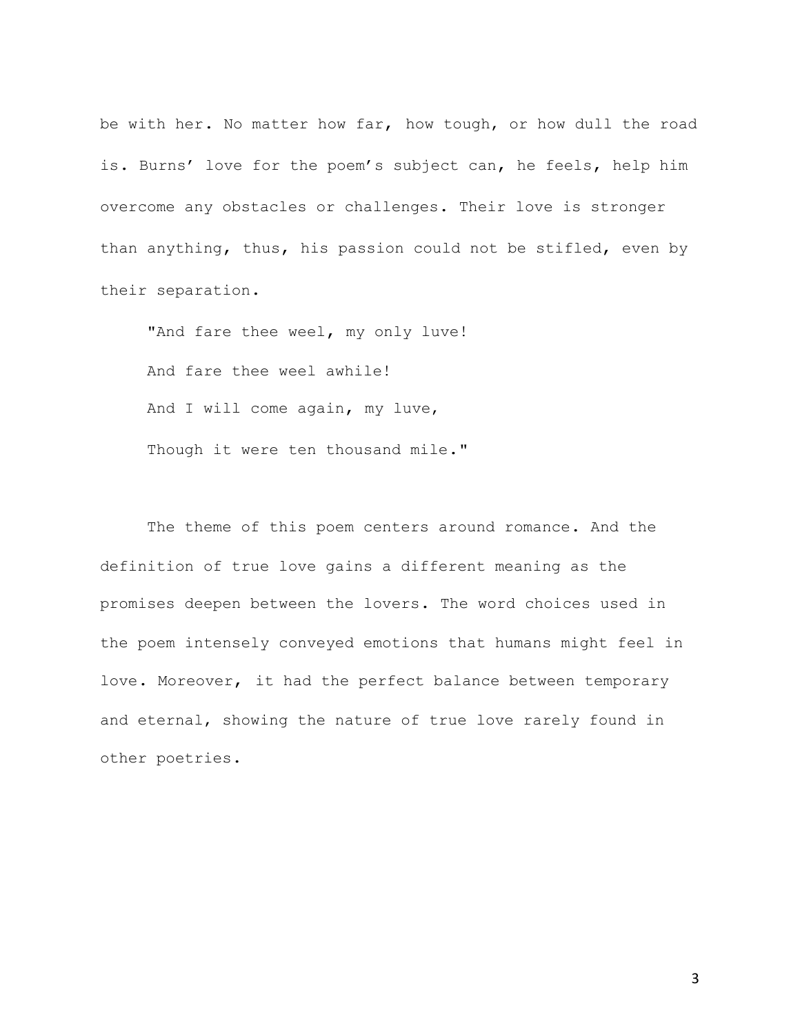be with her. No matter how far, how tough, or how dull the road is. Burns' love for the poem's subject can, he feels, help him overcome any obstacles or challenges. Their love is stronger than anything, thus, his passion could not be stifled, even by their separation.

> "And fare thee weel, my only luve!
> And fare thee weel awhile!
> And I will come again, my luve,
> Though it were ten thousand mile."

The theme of this poem centers around romance. And the definition of true love gains a different meaning as the promises deepen between the lovers. The word choices used in the poem intensely conveyed emotions that humans might feel in love. Moreover, it had the perfect balance between temporary and eternal, showing the nature of true love rarely found in other poetries.